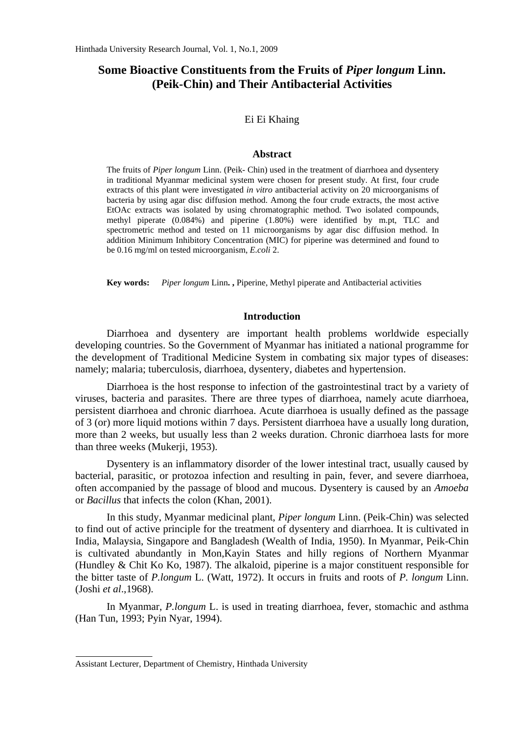# Some Bioactive Constituents from the Fruits of *Piper longum* Linn. (Peik-Chin) and Their Antibacterial Activities

Ei Ei Khaing

## Abstract

The fruits of *Piper longum* Linn. (Peik- Chin) used in the treatment of diarrhoea and dysentery in traditional Myanmar medicinal system were chosen for present study. At first, four crude extracts of this plant were investigated *in vitro* antibacterial activity on 20 microorganisms of bacteria by using agar disc diffusion method. Among the four crude extracts, the most active EtOAc extracts was isolated by using chromatographic method. Two isolated compounds, methyl piperate (0.084%) and piperine (1.80%) were identified by m.pt, TLC and spectrometric method and tested on 11 microorganisms by agar disc diffusion method. In addition Minimum Inhibitory Concentration (MIC) for piperine was determined and found to be 0.16 mg/ml on tested microorganism, *E.coli* 2.

**Key words:** *Piper longum* Linn**. ,** Piperine, Methyl piperate and Antibacterial activities

## Introduction

Diarrhoea and dysentery are important health problems worldwide especially developing countries. So the Government of Myanmar has initiated a national programme for the development of Traditional Medicine System in combating six major types of diseases: namely; malaria; tuberculosis, diarrhoea, dysentery, diabetes and hypertension.

Diarrhoea is the host response to infection of the gastrointestinal tract by a variety of viruses, bacteria and parasites. There are three types of diarrhoea, namely acute diarrhoea, persistent diarrhoea and chronic diarrhoea. Acute diarrhoea is usually defined as the passage of 3 (or) more liquid motions within 7 days. Persistent diarrhoea have a usually long duration, more than 2 weeks, but usually less than 2 weeks duration. Chronic diarrhoea lasts for more than three weeks (Mukerji, 1953).

Dysentery is an inflammatory disorder of the lower intestinal tract, usually caused by bacterial, parasitic, or protozoa infection and resulting in pain, fever, and severe diarrhoea, often accompanied by the passage of blood and mucous. Dysentery is caused by an *Amoeba* or *Bacillus* that infects the colon (Khan, 2001).

In this study, Myanmar medicinal plant, *Piper longum* Linn. (Peik-Chin) was selected to find out of active principle for the treatment of dysentery and diarrhoea. It is cultivated in India, Malaysia, Singapore and Bangladesh (Wealth of India, 1950). In Myanmar, Peik-Chin is cultivated abundantly in Mon,Kayin States and hilly regions of Northern Myanmar (Hundley & Chit Ko Ko, 1987). The alkaloid, piperine is a major constituent responsible for the bitter taste of *P.longum* L. (Watt, 1972). It occurs in fruits and roots of *P. longum* Linn. (Joshi *et al*.,1968).

In Myanmar, *P.longum* L. is used in treating diarrhoea, fever, stomachic and asthma (Han Tun, 1993; Pyin Nyar, 1994).

Assistant Lecturer, Department of Chemistry, Hinthada University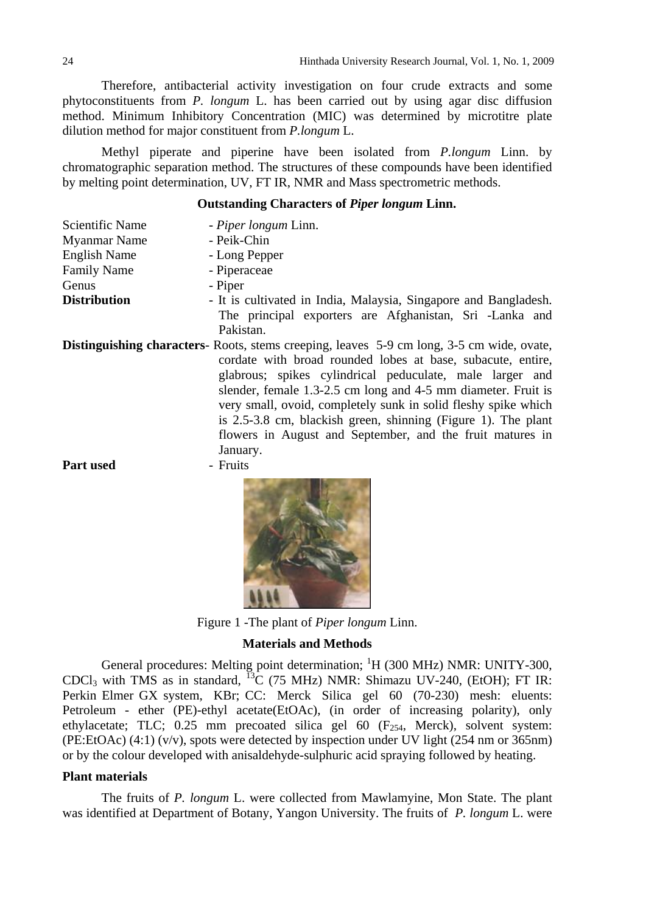Therefore, antibacterial activity investigation on four crude extracts and some phytoconstituents from *P. longum* L. has been carried out by using agar disc diffusion method. Minimum Inhibitory Concentration (MIC) was determined by microtitre plate dilution method for major constituent from *P.longum* L.

Methyl piperate and piperine have been isolated from *P.longum* Linn. by chromatographic separation method. The structures of these compounds have been identified by melting point determination, UV, FT IR, NMR and Mass spectrometric methods.

**Outstanding Characters of *Piper longum* Linn.**

Scientific Name - *Piper longum* Linn.

Myanmar Name - Peik-Chin

English Name - Long Pepper

Family Name - Piperaceae

Genus - Piper

**Distribution** - It is cultivated in India, Malaysia, Singapore and Bangladesh. The principal exporters are Afghanistan, Sri -Lanka and Pakistan.

**Distinguishing characters**- Roots, stems creeping, leaves 5-9 cm long, 3-5 cm wide, ovate, cordate with broad rounded lobes at base, subacute, entire, glabrous; spikes cylindrical peduculate, male larger and slender, female 1.3-2.5 cm long and 4-5 mm diameter. Fruit is very small, ovoid, completely sunk in solid fleshy spike which is 2.5-3.8 cm, blackish green, shinning (Figure 1). The plant flowers in August and September, and the fruit matures in January.

**Part used** - Fruits

Figure 1 -The plant of *Piper longum* Linn.

**Materials and Methods**

General procedures: Melting point determination; $^{1}H$ (300 MHz) NMR: UNITY-300, $CDCl_3$ with TMS as in standard, $^{13}C$ (75 MHz) NMR: Shimazu UV-240, (EtOH); FT IR: Perkin Elmer GX system, KBr; CC: Merck Silica gel 60 (70-230) mesh: eluents: Petroleum - ether (PE)-ethyl acetate(EtOAc), (in order of increasing polarity), only ethylacetate; TLC; 0.25 mm precoated silica gel 60 ($F_{254}$, Merck), solvent system: (PE:EtOAc) (4:1) (v/v), spots were detected by inspection under UV light (254 nm or 365nm) or by the colour developed with anisaldehyde-sulphuric acid spraying followed by heating.

**Plant materials**

The fruits of *P. longum* L. were collected from Mawlamyine, Mon State. The plant was identified at Department of Botany, Yangon University. The fruits of *P. longum* L. were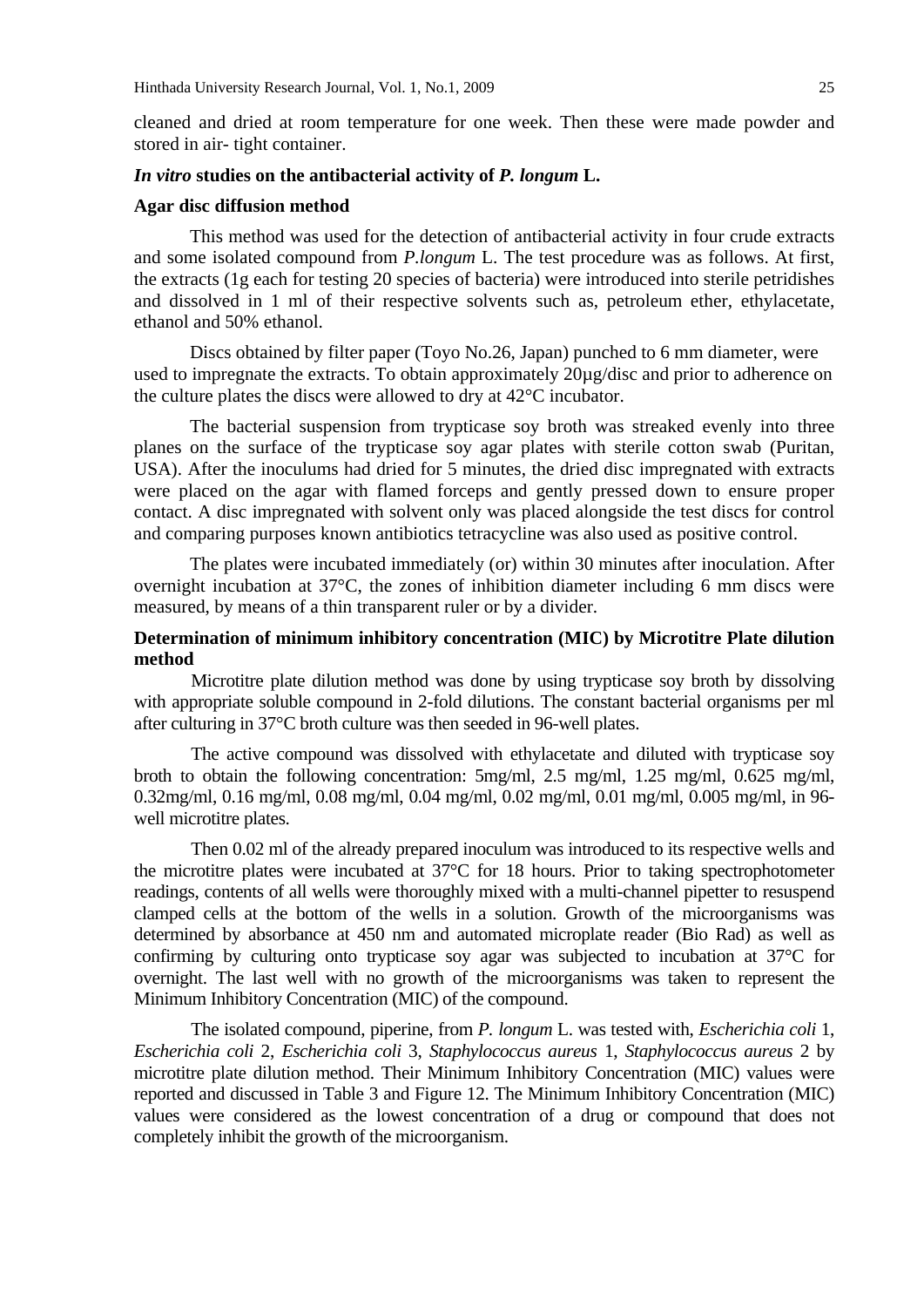cleaned and dried at room temperature for one week. Then these were made powder and stored in air- tight container.

### *In vitro* studies on the antibacterial activity of *P. longum* L.

### Agar disc diffusion method

This method was used for the detection of antibacterial activity in four crude extracts and some isolated compound from *P.longum* L. The test procedure was as follows. At first, the extracts (1g each for testing 20 species of bacteria) were introduced into sterile petridishes and dissolved in 1 ml of their respective solvents such as, petroleum ether, ethylacetate, ethanol and 50% ethanol.

Discs obtained by filter paper (Toyo No.26, Japan) punched to 6 mm diameter, were used to impregnate the extracts. To obtain approximately 20µg/disc and prior to adherence on the culture plates the discs were allowed to dry at 42°C incubator.

The bacterial suspension from trypticase soy broth was streaked evenly into three planes on the surface of the trypticase soy agar plates with sterile cotton swab (Puritan, USA). After the inoculums had dried for 5 minutes, the dried disc impregnated with extracts were placed on the agar with flamed forceps and gently pressed down to ensure proper contact. A disc impregnated with solvent only was placed alongside the test discs for control and comparing purposes known antibiotics tetracycline was also used as positive control.

The plates were incubated immediately (or) within 30 minutes after inoculation. After overnight incubation at 37°C, the zones of inhibition diameter including 6 mm discs were measured, by means of a thin transparent ruler or by a divider.

### Determination of minimum inhibitory concentration (MIC) by Microtitre Plate dilution method

Microtitre plate dilution method was done by using trypticase soy broth by dissolving with appropriate soluble compound in 2-fold dilutions. The constant bacterial organisms per ml after culturing in 37°C broth culture was then seeded in 96-well plates.

The active compound was dissolved with ethylacetate and diluted with trypticase soy broth to obtain the following concentration: 5mg/ml, 2.5 mg/ml, 1.25 mg/ml, 0.625 mg/ml, 0.32mg/ml, 0.16 mg/ml, 0.08 mg/ml, 0.04 mg/ml, 0.02 mg/ml, 0.01 mg/ml, 0.005 mg/ml, in 96-well microtitre plates.

Then 0.02 ml of the already prepared inoculum was introduced to its respective wells and the microtitre plates were incubated at 37°C for 18 hours. Prior to taking spectrophotometer readings, contents of all wells were thoroughly mixed with a multi-channel pipetter to resuspend clamped cells at the bottom of the wells in a solution. Growth of the microorganisms was determined by absorbance at 450 nm and automated microplate reader (Bio Rad) as well as confirming by culturing onto trypticase soy agar was subjected to incubation at 37°C for overnight. The last well with no growth of the microorganisms was taken to represent the Minimum Inhibitory Concentration (MIC) of the compound.

The isolated compound, piperine, from *P. longum* L. was tested with, *Escherichia coli* 1, *Escherichia coli* 2, *Escherichia coli* 3, *Staphylococcus aureus* 1, *Staphylococcus aureus* 2 by microtitre plate dilution method. Their Minimum Inhibitory Concentration (MIC) values were reported and discussed in Table 3 and Figure 12. The Minimum Inhibitory Concentration (MIC) values were considered as the lowest concentration of a drug or compound that does not completely inhibit the growth of the microorganism.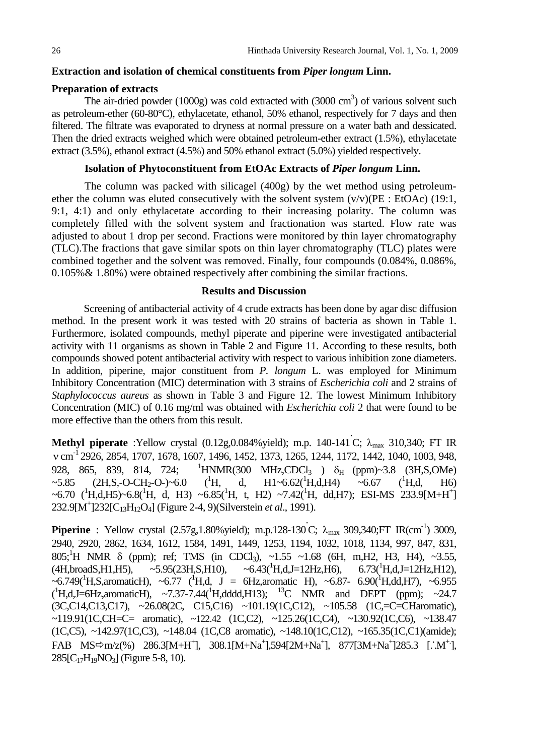### Extraction and isolation of chemical constituents from *Piper longum* Linn.

#### Preparation of extracts

The air-dried powder (1000g) was cold extracted with (3000 $cm^3$) of various solvent such as petroleum-ether (60-80°C), ethylacetate, ethanol, 50% ethanol, respectively for 7 days and then filtered. The filtrate was evaporated to dryness at normal pressure on a water bath and dessicated. Then the dried extracts weighed which were obtained petroleum-ether extract (1.5%), ethylacetate extract (3.5%), ethanol extract (4.5%) and 50% ethanol extract (5.0%) yielded respectively.

#### Isolation of Phytoconstituent from EtOAc Extracts of *Piper longum* Linn.

The column was packed with silicagel (400g) by the wet method using petroleum-ether the column was eluted consecutively with the solvent system (v/v)(PE : EtOAc) (19:1, 9:1, 4:1) and only ethylacetate according to their increasing polarity. The column was completely filled with the solvent system and fractionation was started. Flow rate was adjusted to about 1 drop per second. Fractions were monitored by thin layer chromatography (TLC).The fractions that gave similar spots on thin layer chromatography (TLC) plates were combined together and the solvent was removed. Finally, four compounds (0.084%, 0.086%, 0.105%& 1.80%) were obtained respectively after combining the similar fractions.

## Results and Discussion

Screening of antibacterial activity of 4 crude extracts has been done by agar disc diffusion method. In the present work it was tested with 20 strains of bacteria as shown in Table 1. Furthermore, isolated compounds, methyl piperate and piperine were investigated antibacterial activity with 11 organisms as shown in Table 2 and Figure 11. According to these results, both compounds showed potent antibacterial activity with respect to various inhibition zone diameters. In addition, piperine, major constituent from *P. longum* L. was employed for Minimum Inhibitory Concentration (MIC) determination with 3 strains of *Escherichia coli* and 2 strains of *Staphylococcus aureus* as shown in Table 3 and Figure 12. The lowest Minimum Inhibitory Concentration (MIC) of 0.16 mg/ml was obtained with *Escherichia coli* 2 that were found to be more effective than the others from this result.

**Methyl piperate** :Yellow crystal (0.12g,0.084%yield); m.p. 140-141°C; $\lambda_{max}$ 310,340; FT IR $\nu$ $cm^{-1}$ 2926, 2854, 1707, 1678, 1607, 1496, 1452, 1373, 1265, 1244, 1172, 1442, 1040, 1003, 948, 928, 865, 839, 814, 724; $^1$HNMR(300 MHz,$CDCl_3$ ) $\delta_H$ (ppm)~3.8 (3H,S,OMe) ~5.85 (2H,S,-O-$CH_2$-O-)~6.0 ($^1$H, d, H1~6.62($^1$H,d,H4) ~6.67 ($^1$H,d, H6) ~6.70 ($^1$H,d,H5)~6.8($^1$H, d, H3) ~6.85($^1$H, t, H2) ~7.42($^1$H, dd,H7); ESI-MS 233.9[M+$H^+$] 232.9[$M^+$]232[$C_{13}H_{12}O_4$] (Figure 2-4, 9)(Silverstein *et al*., 1991).

**Piperine** : Yellow crystal (2.57g,1.80%yield); m.p.128-130°C; $\lambda_{max}$ 309,340;FT IR($cm^{-1}$) 3009, 2940, 2920, 2862, 1634, 1612, 1584, 1491, 1449, 1253, 1194, 1032, 1018, 1134, 997, 847, 831, 805;$^1$H NMR $\delta$ (ppm); ref; TMS (in $CDCl_3$), ~1.55 ~1.68 (6H, m,H2, H3, H4), ~3.55, (4H,broadS,H1,H5), ~5.95(23H,S,H10), ~6.43($^1$H,d,J=12Hz,H6), 6.73($^1$H,d,J=12Hz,H12), ~6.749($^1$H,S,aromaticH), ~6.77 ($^1$H,d, J = 6Hz,aromatic H), ~6.87- 6.90($^1$H,dd,H7), ~6.955 ($^1$H,d,J=6Hz,aromaticH), ~7.37-7.44($^1$H,dddd,H13); $^{13}$C NMR and DEPT (ppm); ~24.7 (3C,C14,C13,C17), ~26.08(2C, C15,C16) ~101.19(1C,C12), ~105.58 (1C,=C=CHaromatic), ~119.91(1C,CH=C= aromatic), ~122.42 (1C,C2), ~125.26(1C,C4), ~130.92(1C,C6), ~138.47 (1C,C5), ~142.97(1C,C3), ~148.04 (1C,C8 aromatic), ~148.10(1C,C12), ~165.35(1C,C1)(amide); FAB MS⇨m/z(%) 286.3[M+$H^+$], 308.1[M+$Na^+$],594[2M+$Na^+$], 877[3M+$Na^+$]285.3 [∴$M^{+\cdot}$], 285[$C_{17}H_{19}NO_3$] (Figure 5-8, 10).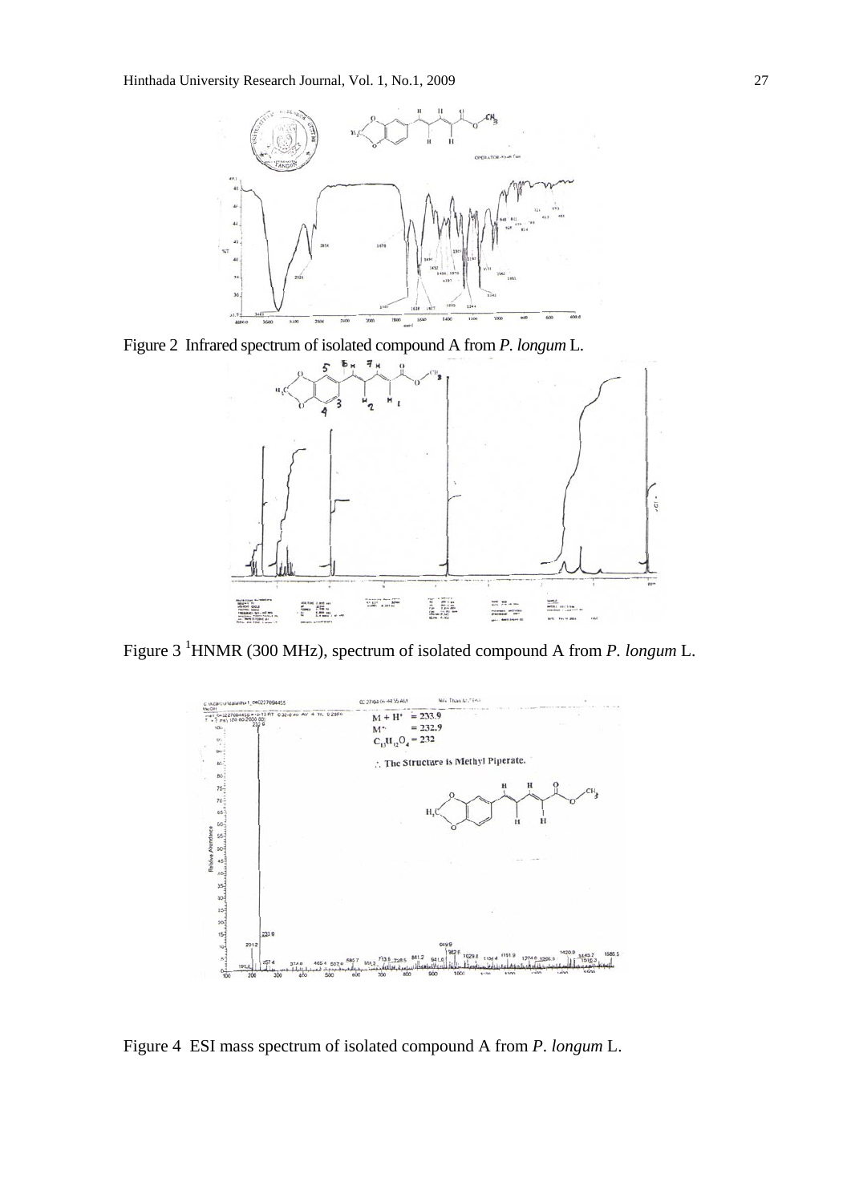Figure 2 Infrared spectrum of isolated compound A from *P. longum* L.

Figure 3 $^{1}$HNMR (300 MHz), spectrum of isolated compound A from *P. longum* L.

Figure 4 ESI mass spectrum of isolated compound A from *P. longum* L.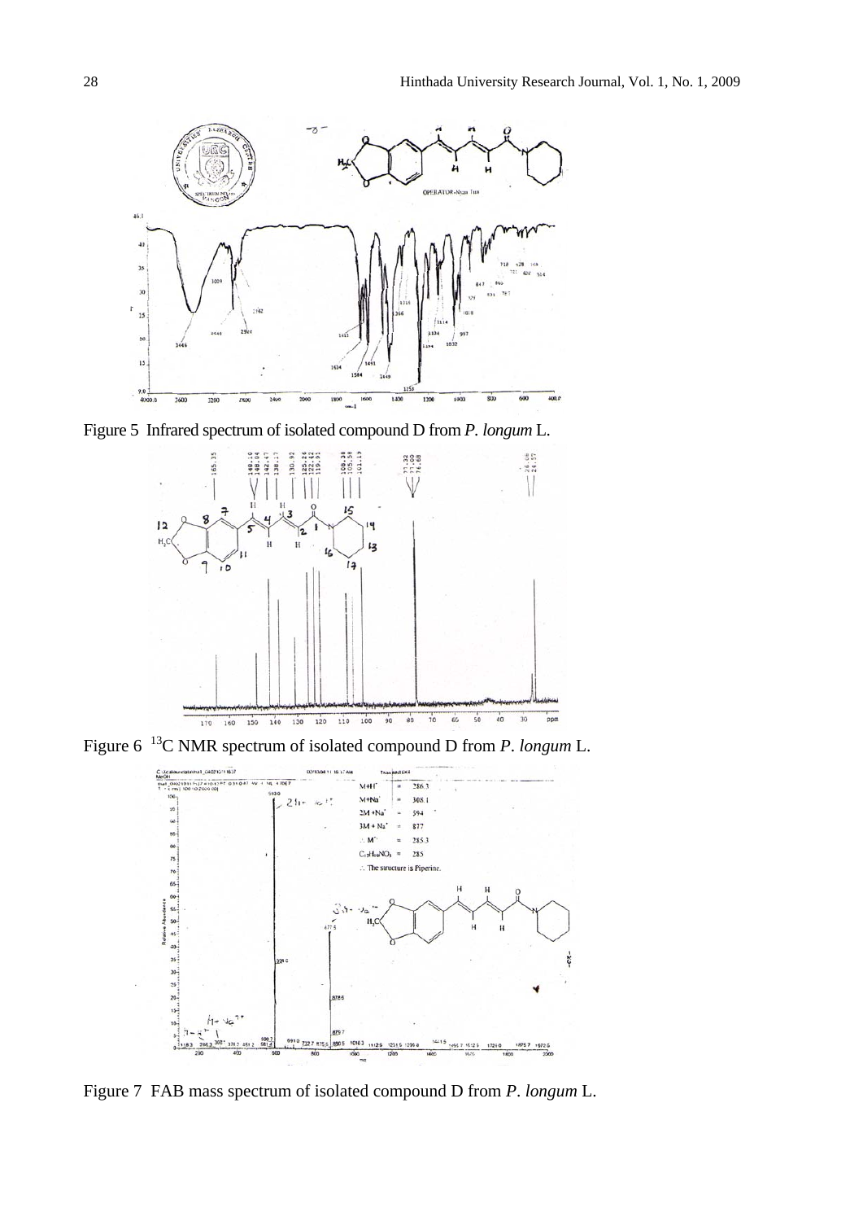Figure 5 Infrared spectrum of isolated compound D from *P. longum* L.

Figure 6 [13]C NMR spectrum of isolated compound D from *P. longum* L.

Figure 7 FAB mass spectrum of isolated compound D from *P. longum* L.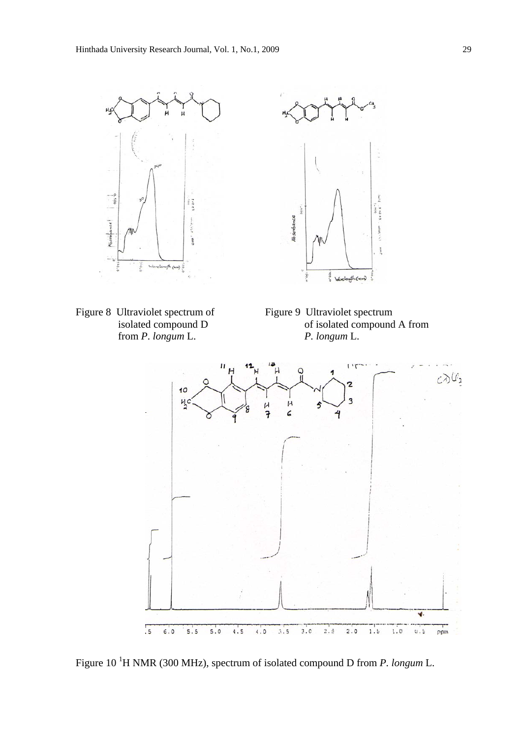Figure 8 Ultraviolet spectrum of isolated compound D from *P. longum* L.

Figure 9 Ultraviolet spectrum of isolated compound A from *P. longum* L.

Figure 10 [1]H NMR (300 MHz), spectrum of isolated compound D from *P. longum* L.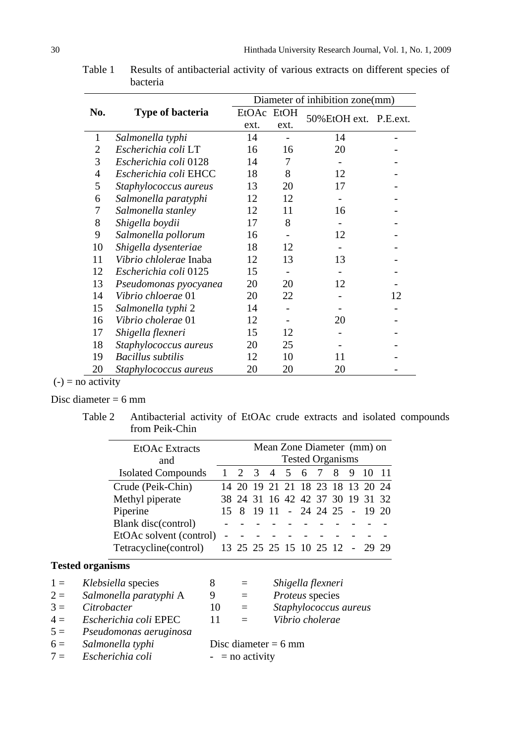Table 1 Results of antibacterial activity of various extracts on different species of bacteria

| No. | Type of bacteria | Diameter of inhibition zone(mm) | | | |
|---|---|---|---|---|---|
| | | EtOAc ext. | EtOH ext. | 50%EtOH ext. | P.E.ext. |
| 1 | *Salmonella typhi* | 14 | - | 14 | - |
| 2 | *Escherichia coli* LT | 16 | 16 | 20 | - |
| 3 | *Escherichia coli* 0128 | 14 | 7 | - | - |
| 4 | *Escherichia coli* EHCC | 18 | 8 | 12 | - |
| 5 | *Staphylococcus aureus* | 13 | 20 | 17 | - |
| 6 | *Salmonella paratyphi* | 12 | 12 | - | - |
| 7 | *Salmonella stanley* | 12 | 11 | 16 | - |
| 8 | *Shigella boydii* | 17 | 8 | - | - |
| 9 | *Salmonella pollorum* | 16 | - | 12 | - |
| 10 | *Shigella dysenteriae* | 18 | 12 | - | - |
| 11 | *Vibrio chlolerae* Inaba | 12 | 13 | 13 | - |
| 12 | *Escherichia coli* 0125 | 15 | - | - | - |
| 13 | *Pseudomonas pyocyanea* | 20 | 20 | 12 | - |
| 14 | *Vibrio chloerae* 01 | 20 | 22 | - | 12 |
| 15 | *Salmonella typhi* 2 | 14 | - | - | - |
| 16 | *Vibrio cholerae* 01 | 12 | - | 20 | - |
| 17 | *Shigella flexneri* | 15 | 12 | - | - |
| 18 | *Staphylococcus aureus* | 20 | 25 | - | - |
| 19 | *Bacillus subtilis* | 12 | 10 | 11 | - |
| 20 | *Staphylococcus aureus* | 20 | 20 | 20 | - |

(-) = no activity

Disc diameter = 6 mm

Table 2 Antibacterial activity of EtOAc crude extracts and isolated compounds from Peik-Chin

| EtOAc Extracts and Isolated Compounds | Mean Zone Diameter (mm) on Tested Organisms | | | | | | | | | | |
|---|---|---|---|---|---|---|---|---|---|---|---|
| | 1 | 2 | 3 | 4 | 5 | 6 | 7 | 8 | 9 | 10 | 11 |
| Crude (Peik-Chin) | 14 | 20 | 19 | 21 | 21 | 18 | 23 | 18 | 13 | 20 | 24 |
| Methyl piperate | 38 | 24 | 31 | 16 | 42 | 42 | 37 | 30 | 19 | 31 | 32 |
| Piperine | 15 | 8 | 19 | 11 | - | 24 | 24 | 25 | - | 19 | 20 |
| Blank disc(control) | - | - | - | - | - | - | - | - | - | - | - |
| EtOAc solvent (control) | - | - | - | - | - | - | - | - | - | - | - |
| Tetracycline(control) | 13 | 25 | 25 | 25 | 15 | 10 | 25 | 12 | - | 29 | 29 |

**Tested organisms**

1 = *Klebsiella* species
2 = *Salmonella paratyphi* A
3 = *Citrobacter*
4 = *Escherichia coli* EPEC
5 = *Pseudomonas aeruginosa*
6 = *Salmonella typhi*
7 = *Escherichia coli*
8 = *Shigella flexneri*
9 = *Proteus* species
10 = *Staphylococcus aureus*
11 = *Vibrio cholerae*

Disc diameter = 6 mm

\- = no activity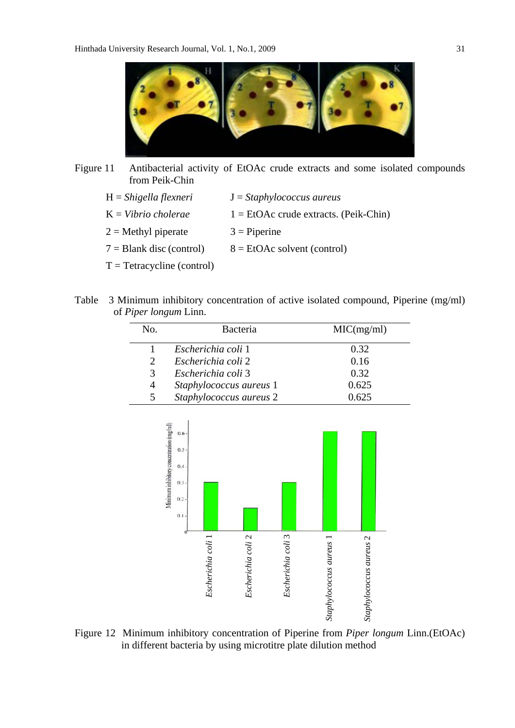Figure 11 Antibacterial activity of EtOAc crude extracts and some isolated compounds from Peik-Chin

H = *Shigella flexneri*  
J = *Staphylococcus aureus*  
K = *Vibrio cholerae*  
1 = EtOAc crude extracts. (Peik-Chin)  
2 = Methyl piperate  
3 = Piperine  
7 = Blank disc (control)  
8 = EtOAc solvent (control)  
T = Tetracycline (control)

Table 3 Minimum inhibitory concentration of active isolated compound, Piperine (mg/ml) of *Piper longum* Linn.

| No. | Bacteria | MIC(mg/ml) |
|---|---|---|
| 1 | *Escherichia coli* 1 | 0.32 |
| 2 | *Escherichia coli* 2 | 0.16 |
| 3 | *Escherichia coli* 3 | 0.32 |
| 4 | *Staphylococcus aureus* 1 | 0.625 |
| 5 | *Staphylococcus aureus* 2 | 0.625 |

Figure 12 Minimum inhibitory concentration of Piperine from *Piper longum* Linn.(EtOAc) in different bacteria by using microtitre plate dilution method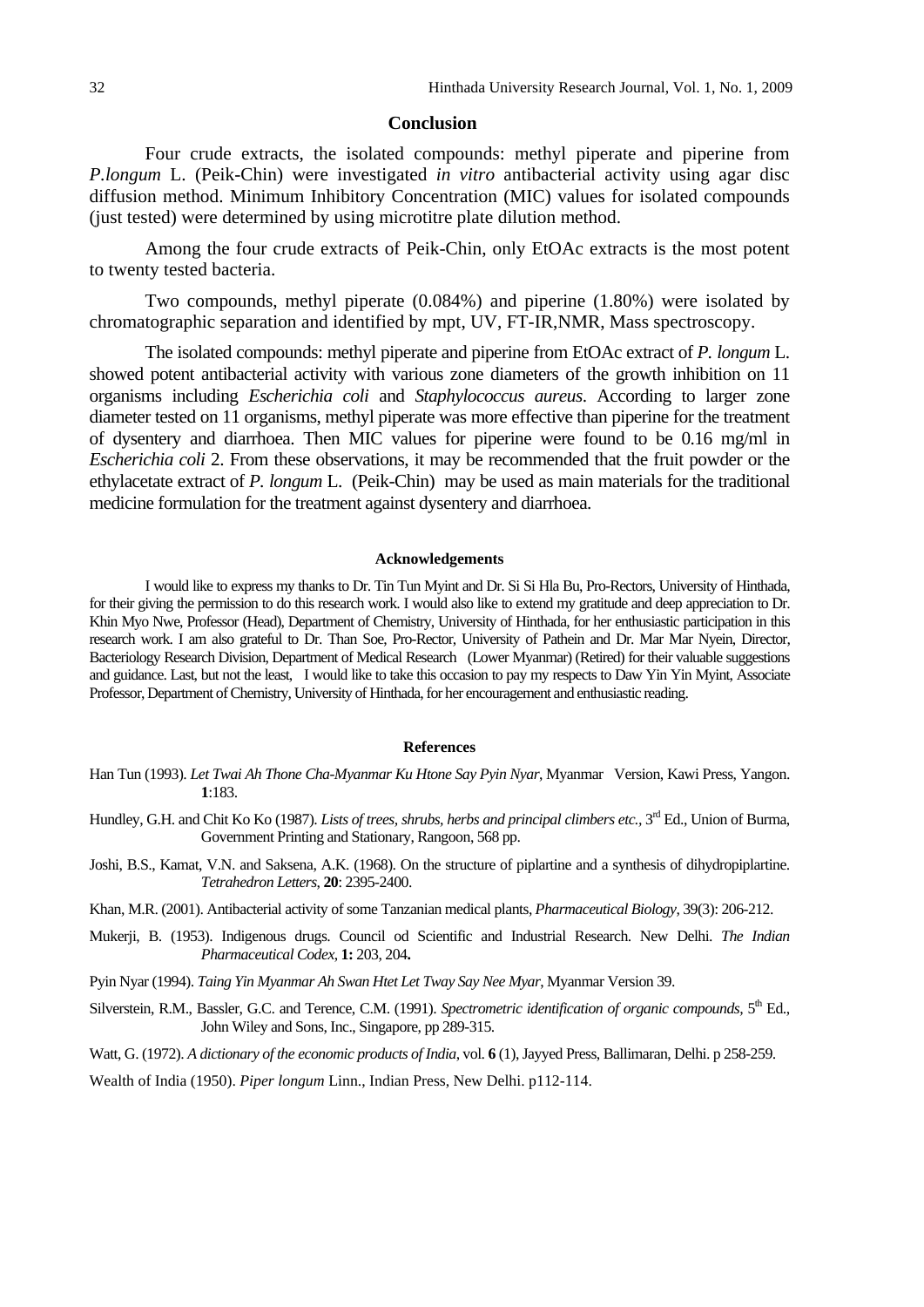## Conclusion

Four crude extracts, the isolated compounds: methyl piperate and piperine from *P.longum* L. (Peik-Chin) were investigated *in vitro* antibacterial activity using agar disc diffusion method. Minimum Inhibitory Concentration (MIC) values for isolated compounds (just tested) were determined by using microtitre plate dilution method.

Among the four crude extracts of Peik-Chin, only EtOAc extracts is the most potent to twenty tested bacteria.

Two compounds, methyl piperate (0.084%) and piperine (1.80%) were isolated by chromatographic separation and identified by mpt, UV, FT-IR,NMR, Mass spectroscopy.

The isolated compounds: methyl piperate and piperine from EtOAc extract of *P. longum* L. showed potent antibacterial activity with various zone diameters of the growth inhibition on 11 organisms including *Escherichia coli* and *Staphylococcus aureus*. According to larger zone diameter tested on 11 organisms, methyl piperate was more effective than piperine for the treatment of dysentery and diarrhoea. Then MIC values for piperine were found to be 0.16 mg/ml in *Escherichia coli* 2. From these observations, it may be recommended that the fruit powder or the ethylacetate extract of *P. longum* L. (Peik-Chin) may be used as main materials for the traditional medicine formulation for the treatment against dysentery and diarrhoea.

### Acknowledgements

I would like to express my thanks to Dr. Tin Tun Myint and Dr. Si Si Hla Bu, Pro-Rectors, University of Hinthada, for their giving the permission to do this research work. I would also like to extend my gratitude and deep appreciation to Dr. Khin Myo Nwe, Professor (Head), Department of Chemistry, University of Hinthada, for her enthusiastic participation in this research work. I am also grateful to Dr. Than Soe, Pro-Rector, University of Pathein and Dr. Mar Mar Nyein, Director, Bacteriology Research Division, Department of Medical Research (Lower Myanmar) (Retired) for their valuable suggestions and guidance. Last, but not the least, I would like to take this occasion to pay my respects to Daw Yin Yin Myint, Associate Professor, Department of Chemistry, University of Hinthada, for her encouragement and enthusiastic reading.

### References

Han Tun (1993). *Let Twai Ah Thone Cha-Myanmar Ku Htone Say Pyin Nyar*, Myanmar Version, Kawi Press, Yangon. **1**:183.

Hundley, G.H. and Chit Ko Ko (1987). *Lists of trees, shrubs, herbs and principal climbers etc.,* 3rd Ed., Union of Burma, Government Printing and Stationary, Rangoon, 568 pp.

Joshi, B.S., Kamat, V.N. and Saksena, A.K. (1968). On the structure of piplartine and a synthesis of dihydropiplartine. *Tetrahedron Letters*, **20**: 2395-2400.

Khan, M.R. (2001). Antibacterial activity of some Tanzanian medical plants, *Pharmaceutical Biology*, 39(3): 206-212.

Mukerji, B. (1953). Indigenous drugs. Council od Scientific and Industrial Research. New Delhi. *The Indian Pharmaceutical Codex*, **1:** 203, 204**.**

Pyin Nyar (1994). *Taing Yin Myanmar Ah Swan Htet Let Tway Say Nee Myar*, Myanmar Version 39.

Silverstein, R.M., Bassler, G.C. and Terence, C.M. (1991). *Spectrometric identification of organic compounds*, 5th Ed., John Wiley and Sons, Inc., Singapore, pp 289-315.

Watt, G. (1972). *A dictionary of the economic products of India*, vol. **6** (1), Jayyed Press, Ballimaran, Delhi. p 258-259.

Wealth of India (1950). *Piper longum* Linn., Indian Press, New Delhi. p112-114.